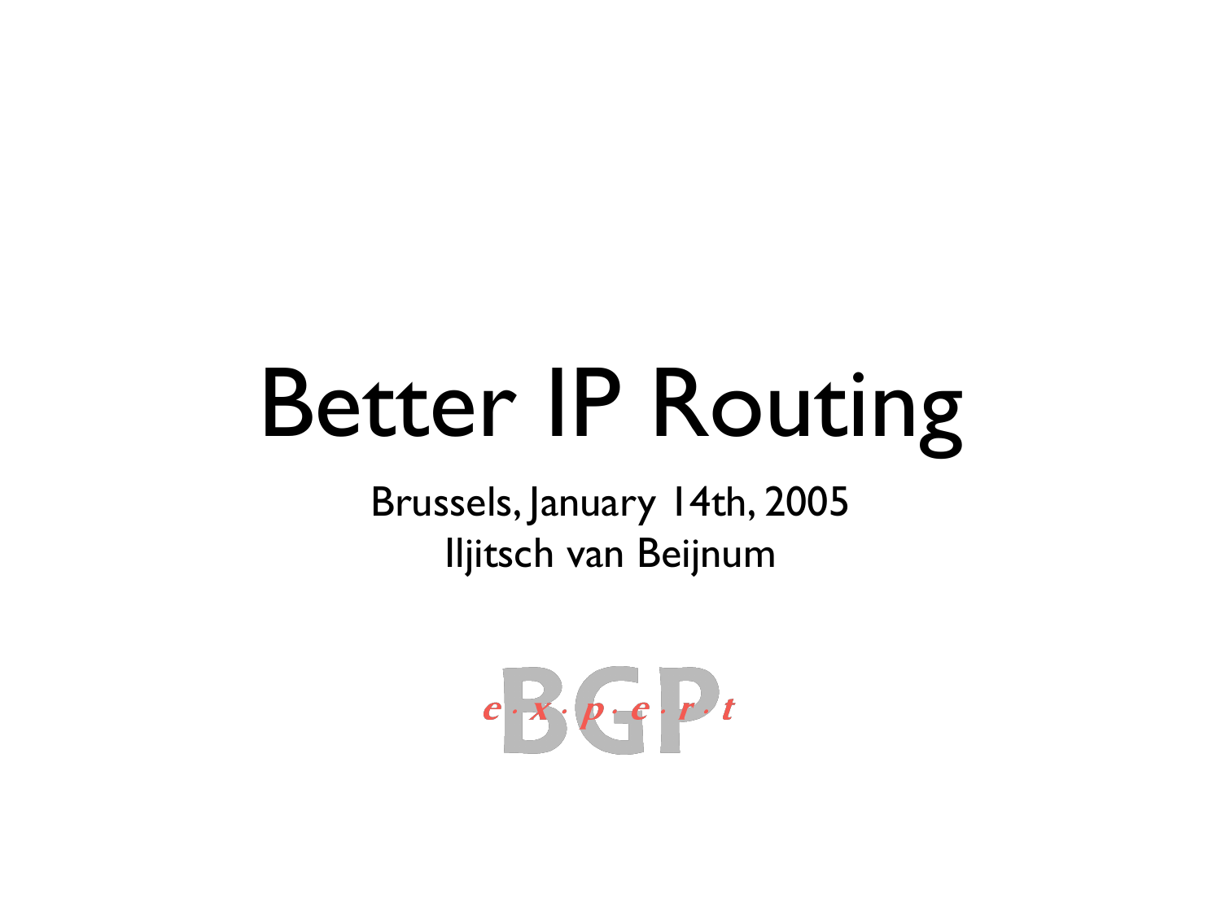# Better IP Routing

Brussels, January 14th, 2005

Iljitsch van Beijnum

BGP e·x·p·e·r·t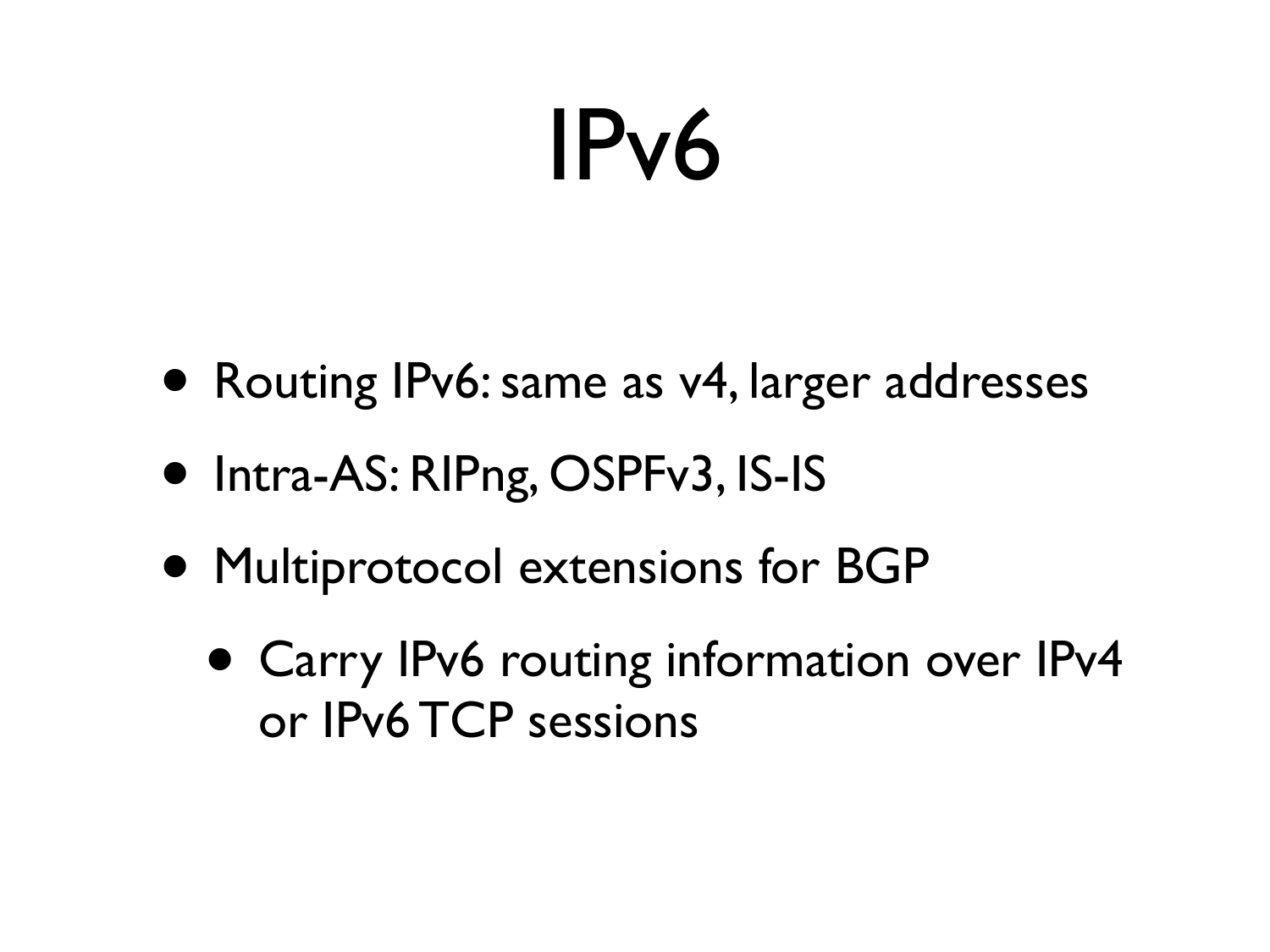# IPv6

- Routing IPv6: same as v4, larger addresses
- Intra-AS: RIPng, OSPFv3, IS-IS
- Multiprotocol extensions for BGP
  - Carry IPv6 routing information over IPv4 or IPv6 TCP sessions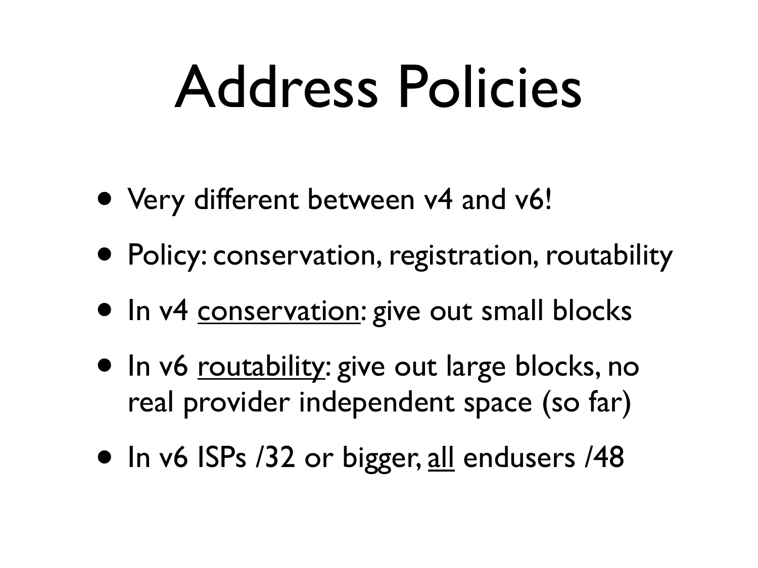# Address Policies

- Very different between v4 and v6!
- Policy: conservation, registration, routability
- In v4 <u>conservation</u>: give out small blocks
- In v6 <u>routability</u>: give out large blocks, no real provider independent space (so far)
- In v6 ISPs /32 or bigger, <u>all</u> endusers /48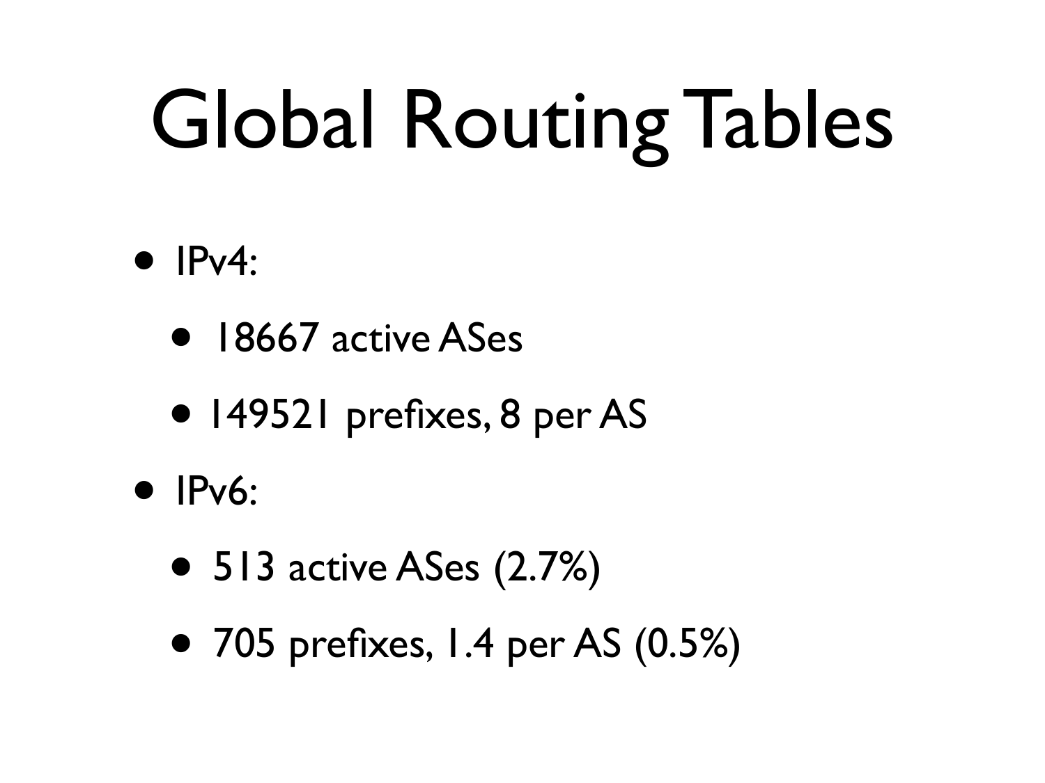# Global Routing Tables

- IPv4:
  - 18667 active ASes
  - 149521 prefixes, 8 per AS
- IPv6:
  - 513 active ASes (2.7%)
  - 705 prefixes, 1.4 per AS (0.5%)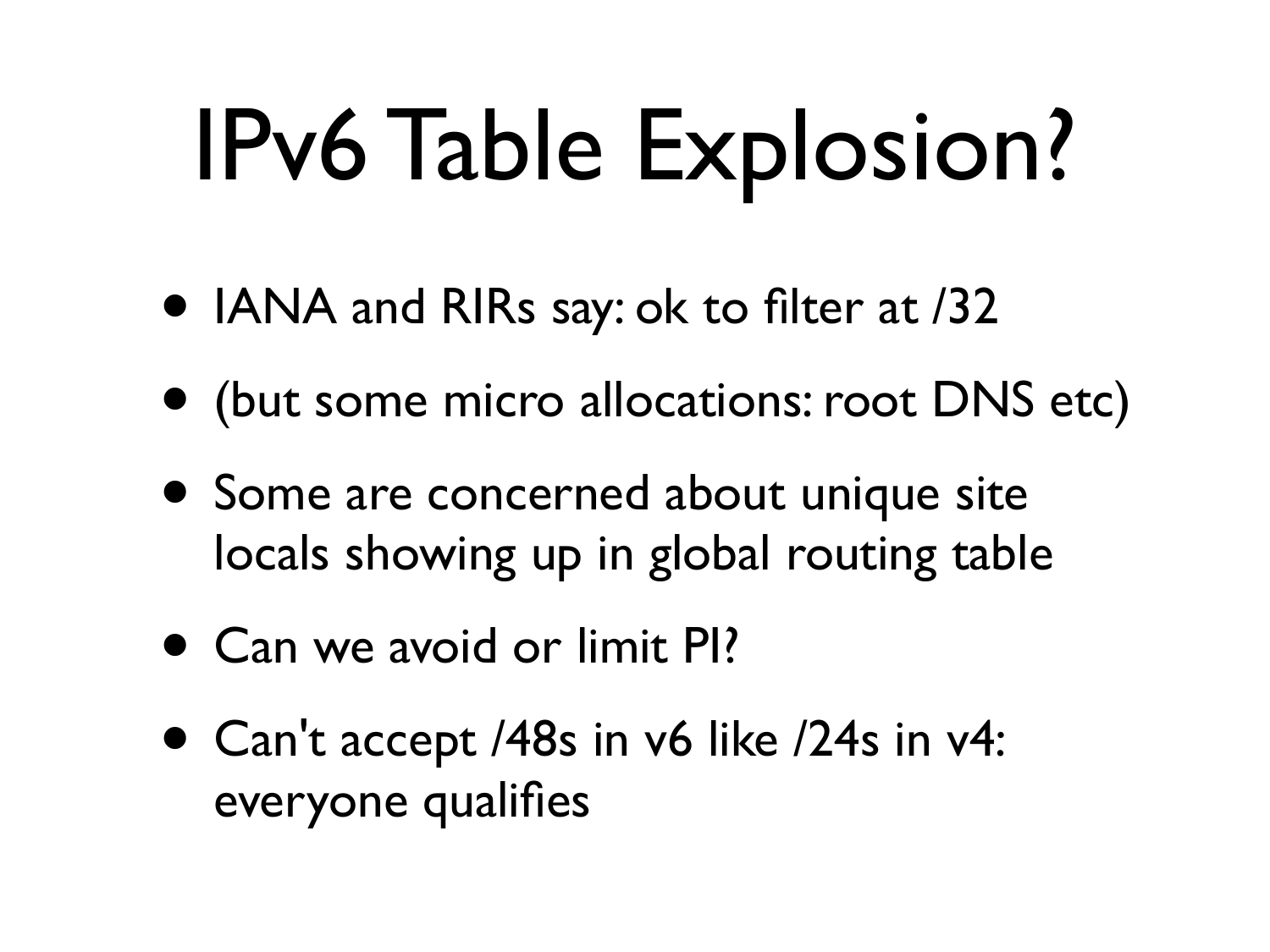# IPv6 Table Explosion?

- IANA and RIRs say: ok to filter at /32
- (but some micro allocations: root DNS etc)
- Some are concerned about unique site locals showing up in global routing table
- Can we avoid or limit PI?
- Can't accept /48s in v6 like /24s in v4: everyone qualifies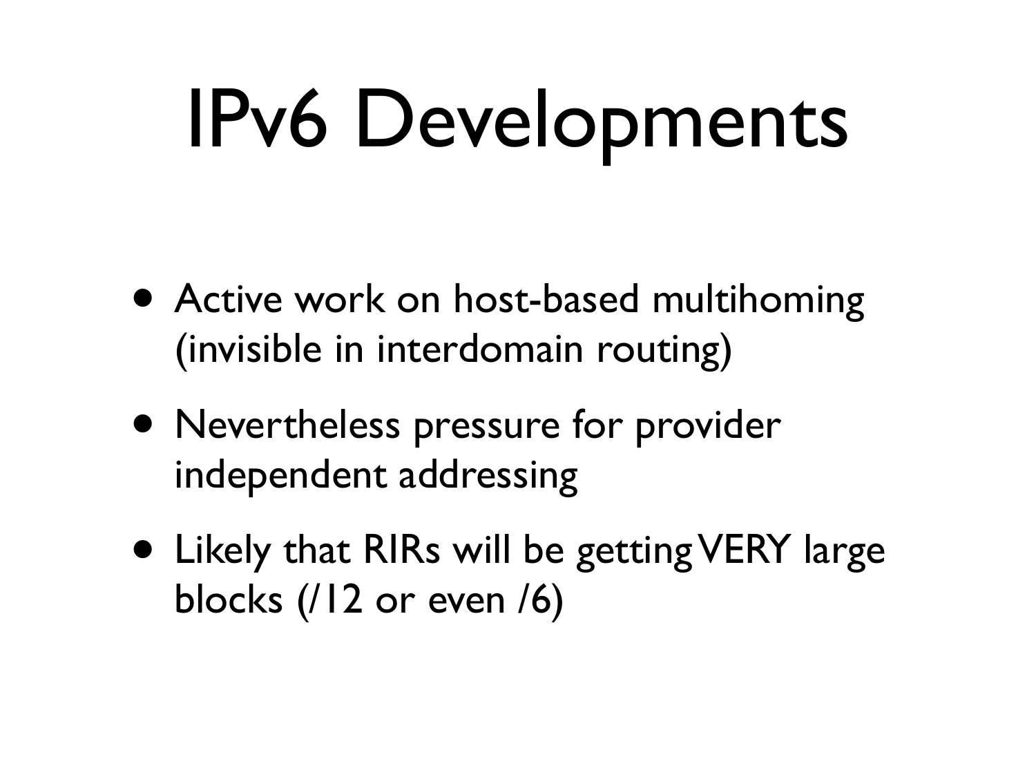# IPv6 Developments

- Active work on host-based multihoming (invisible in interdomain routing)
- Nevertheless pressure for provider independent addressing
- Likely that RIRs will be getting VERY large blocks (/12 or even /6)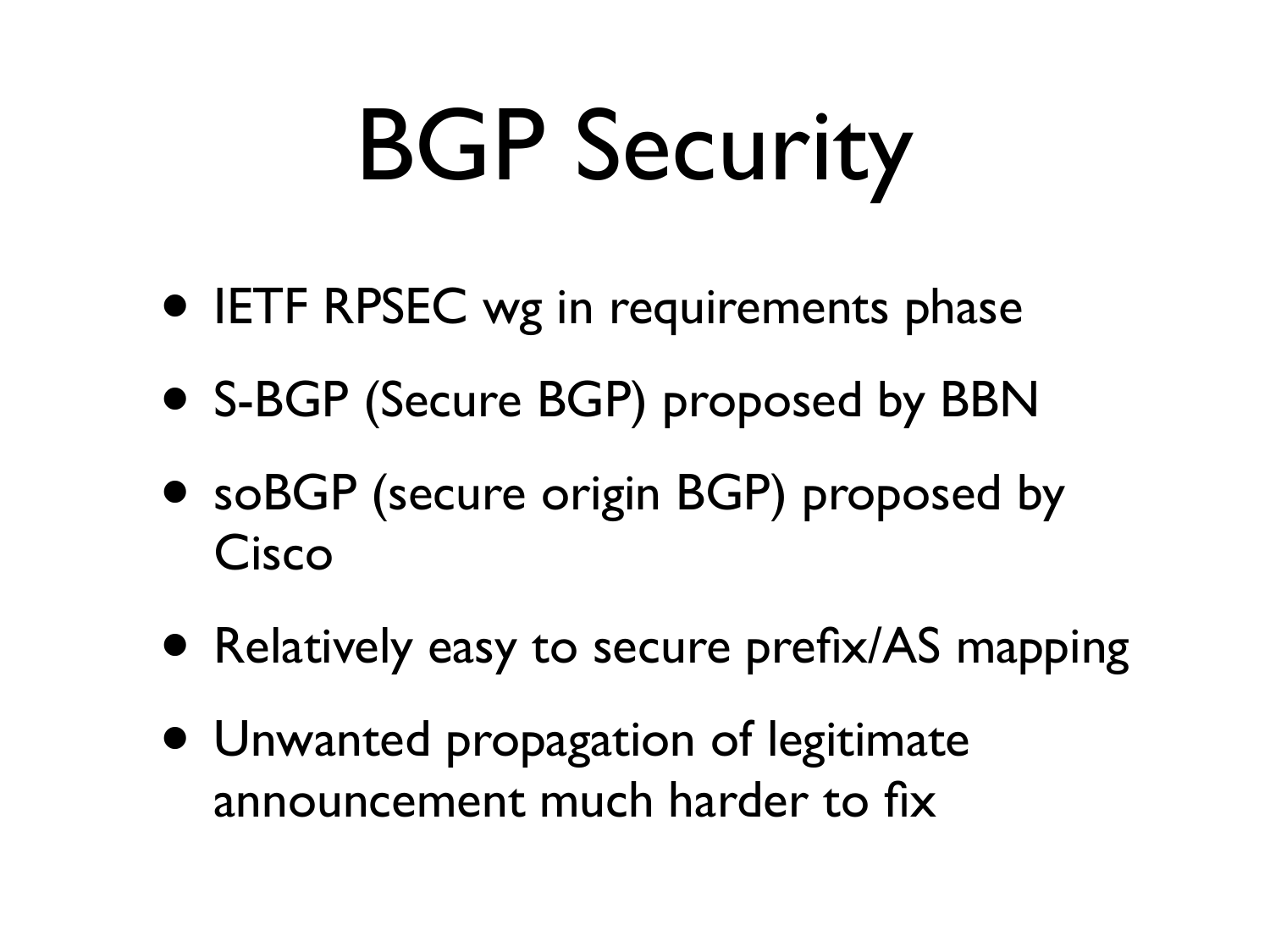# BGP Security

- IETF RPSEC wg in requirements phase
- S-BGP (Secure BGP) proposed by BBN
- soBGP (secure origin BGP) proposed by Cisco
- Relatively easy to secure prefix/AS mapping
- Unwanted propagation of legitimate announcement much harder to fix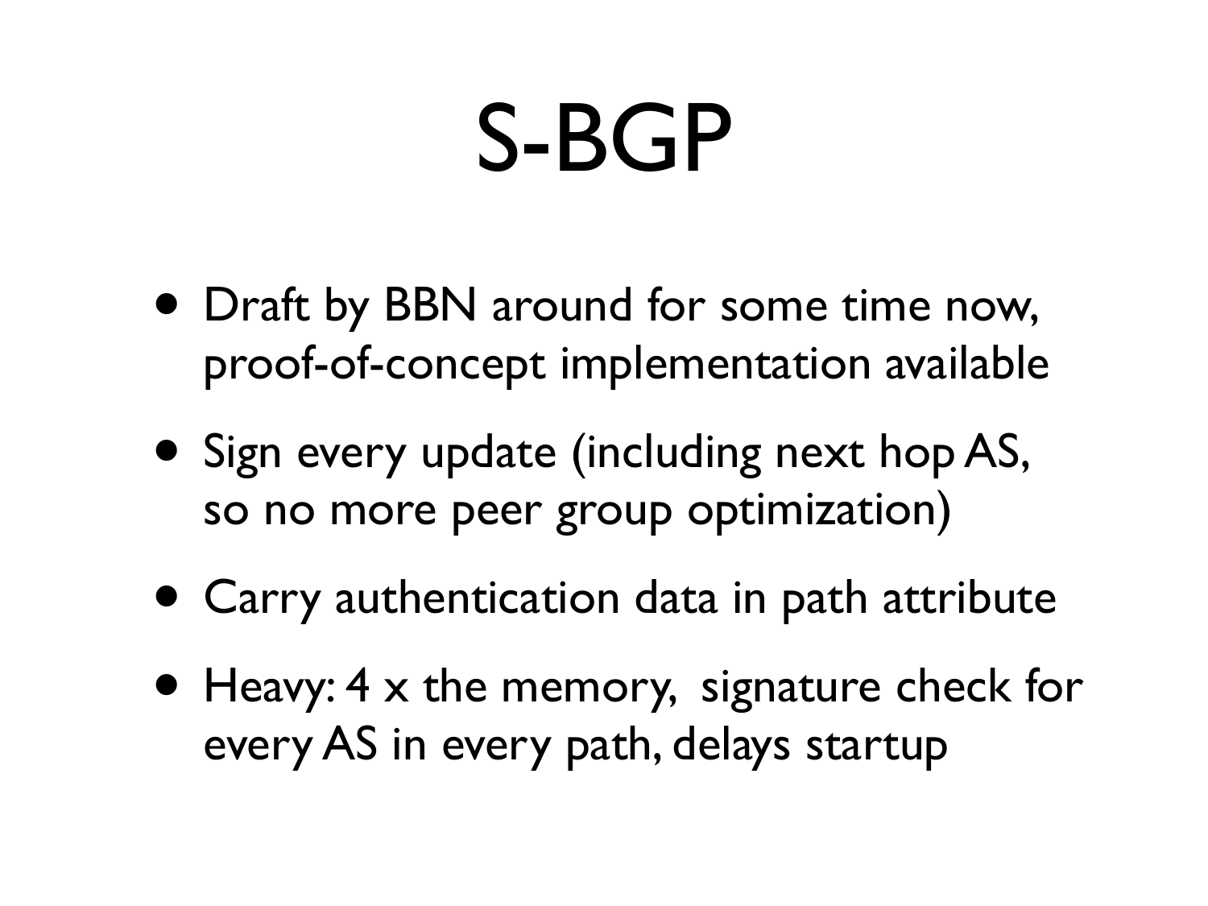# S-BGP

- Draft by BBN around for some time now, proof-of-concept implementation available
- Sign every update (including next hop AS, so no more peer group optimization)
- Carry authentication data in path attribute
- Heavy: 4 x the memory, signature check for every AS in every path, delays startup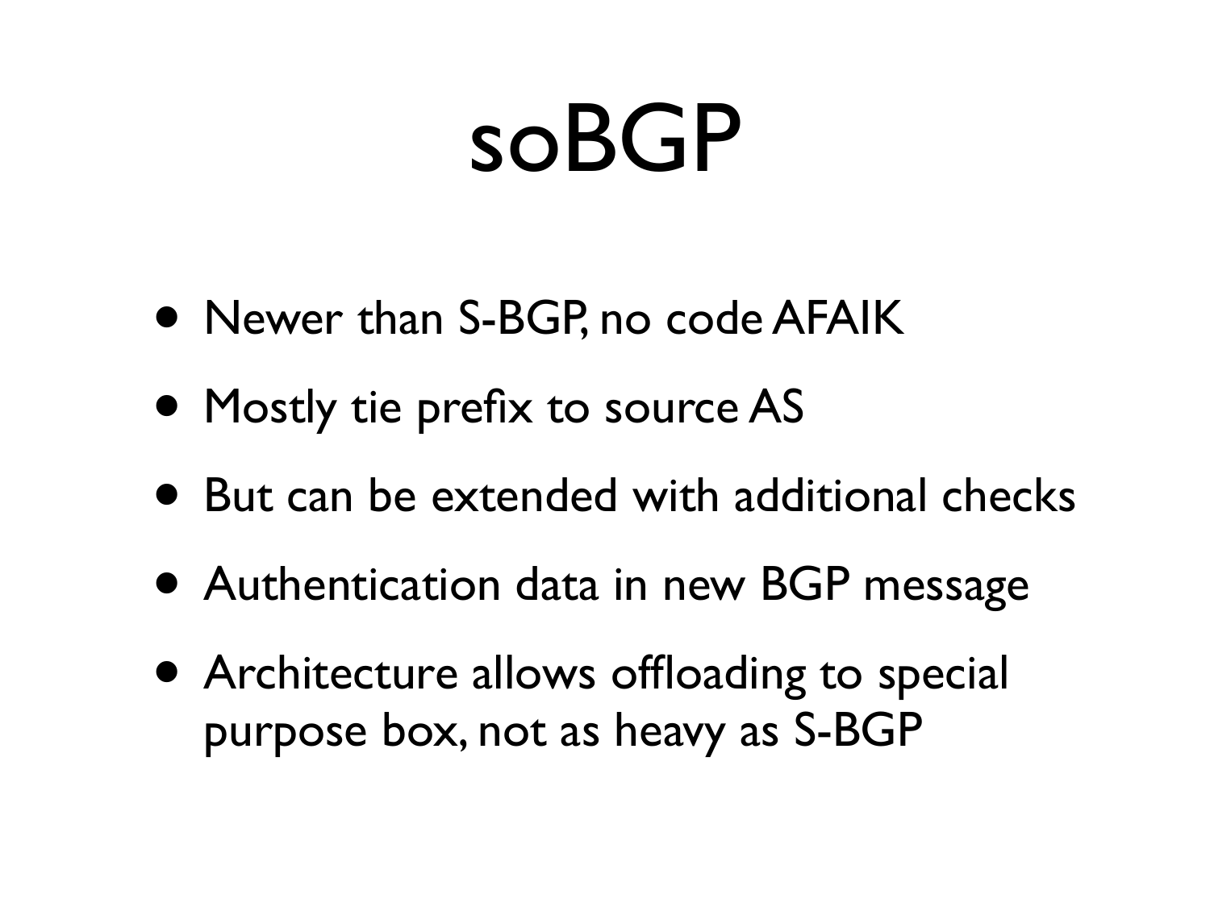# soBGP

- Newer than S-BGP, no code AFAIK
- Mostly tie prefix to source AS
- But can be extended with additional checks
- Authentication data in new BGP message
- Architecture allows offloading to special purpose box, not as heavy as S-BGP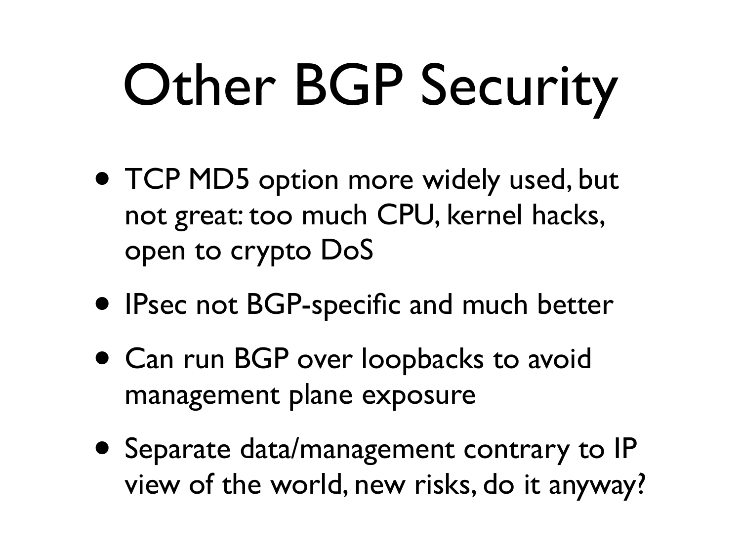# Other BGP Security

- TCP MD5 option more widely used, but not great: too much CPU, kernel hacks, open to crypto DoS
- IPsec not BGP-specific and much better
- Can run BGP over loopbacks to avoid management plane exposure
- Separate data/management contrary to IP view of the world, new risks, do it anyway?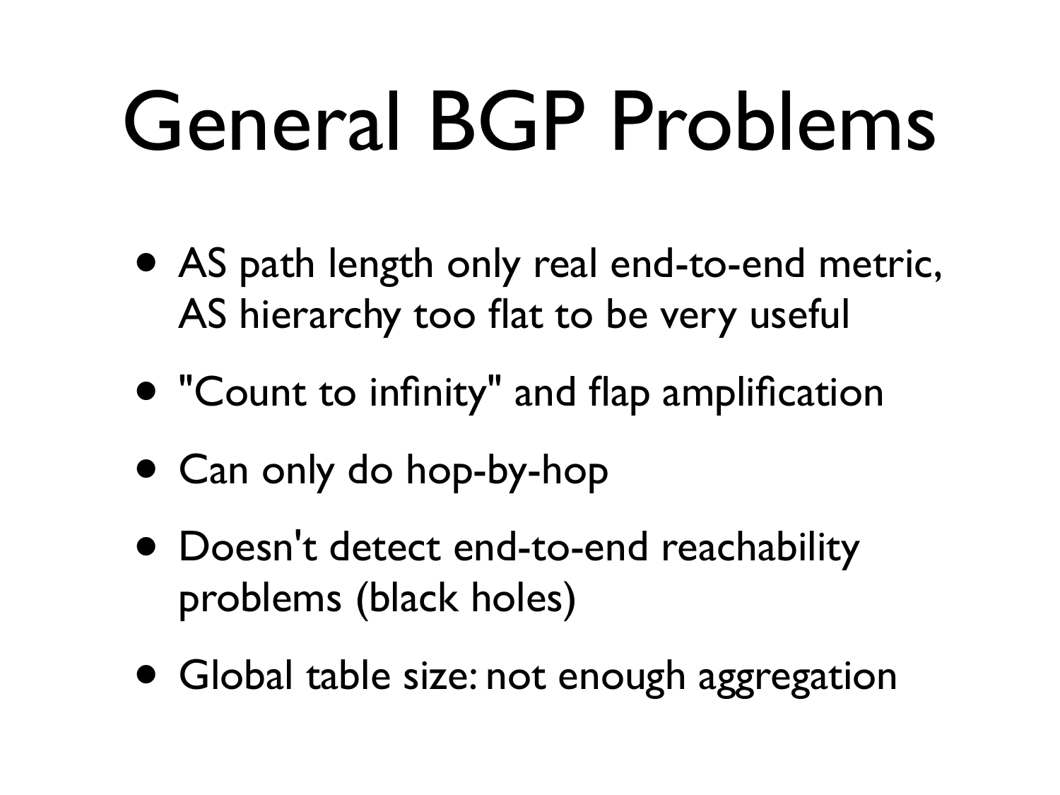# General BGP Problems

- AS path length only real end-to-end metric, AS hierarchy too flat to be very useful
- "Count to infinity" and flap amplification
- Can only do hop-by-hop
- Doesn't detect end-to-end reachability problems (black holes)
- Global table size: not enough aggregation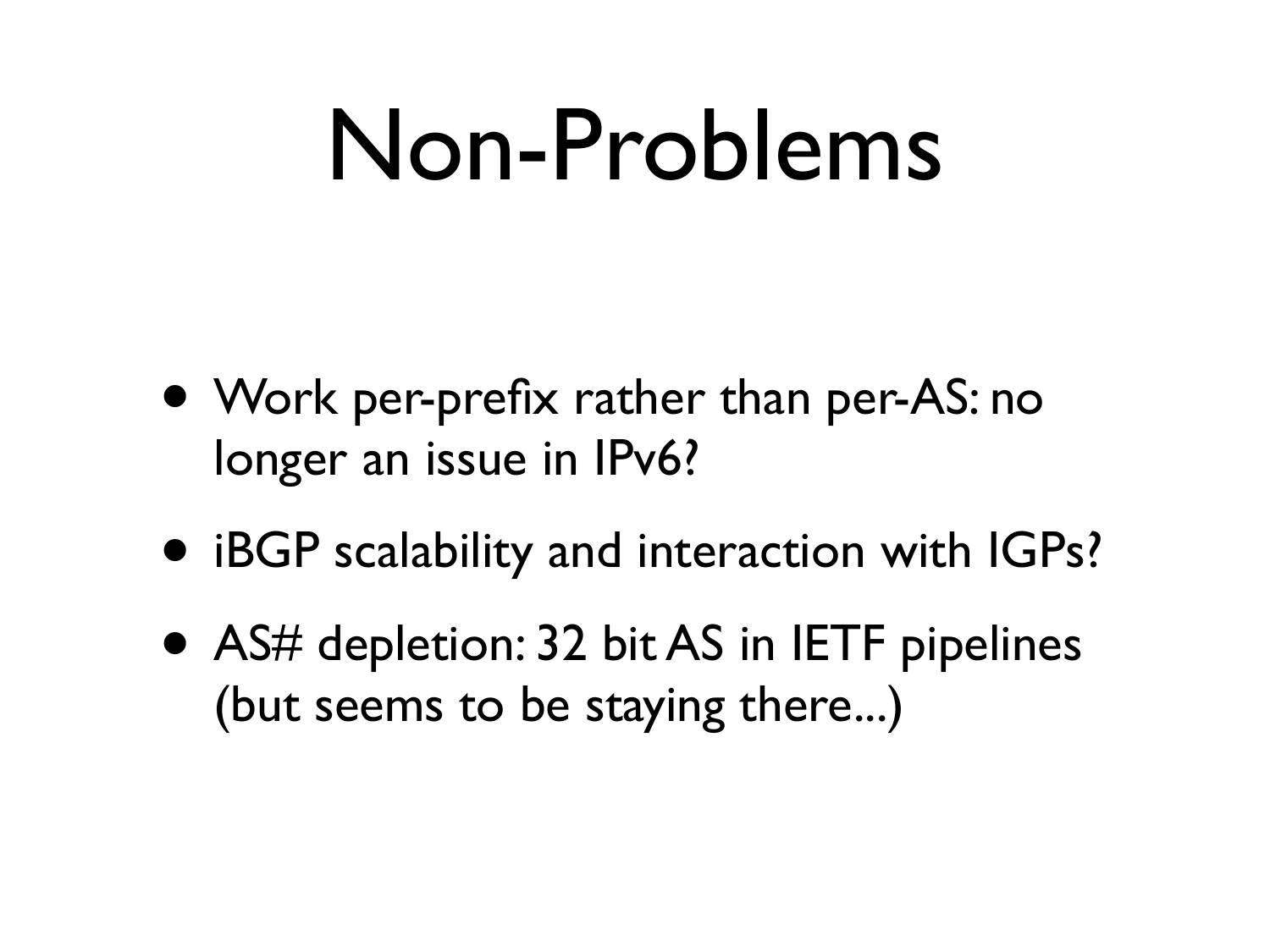# Non-Problems

- Work per-prefix rather than per-AS: no longer an issue in IPv6?
- iBGP scalability and interaction with IGPs?
- AS# depletion: 32 bit AS in IETF pipelines (but seems to be staying there...)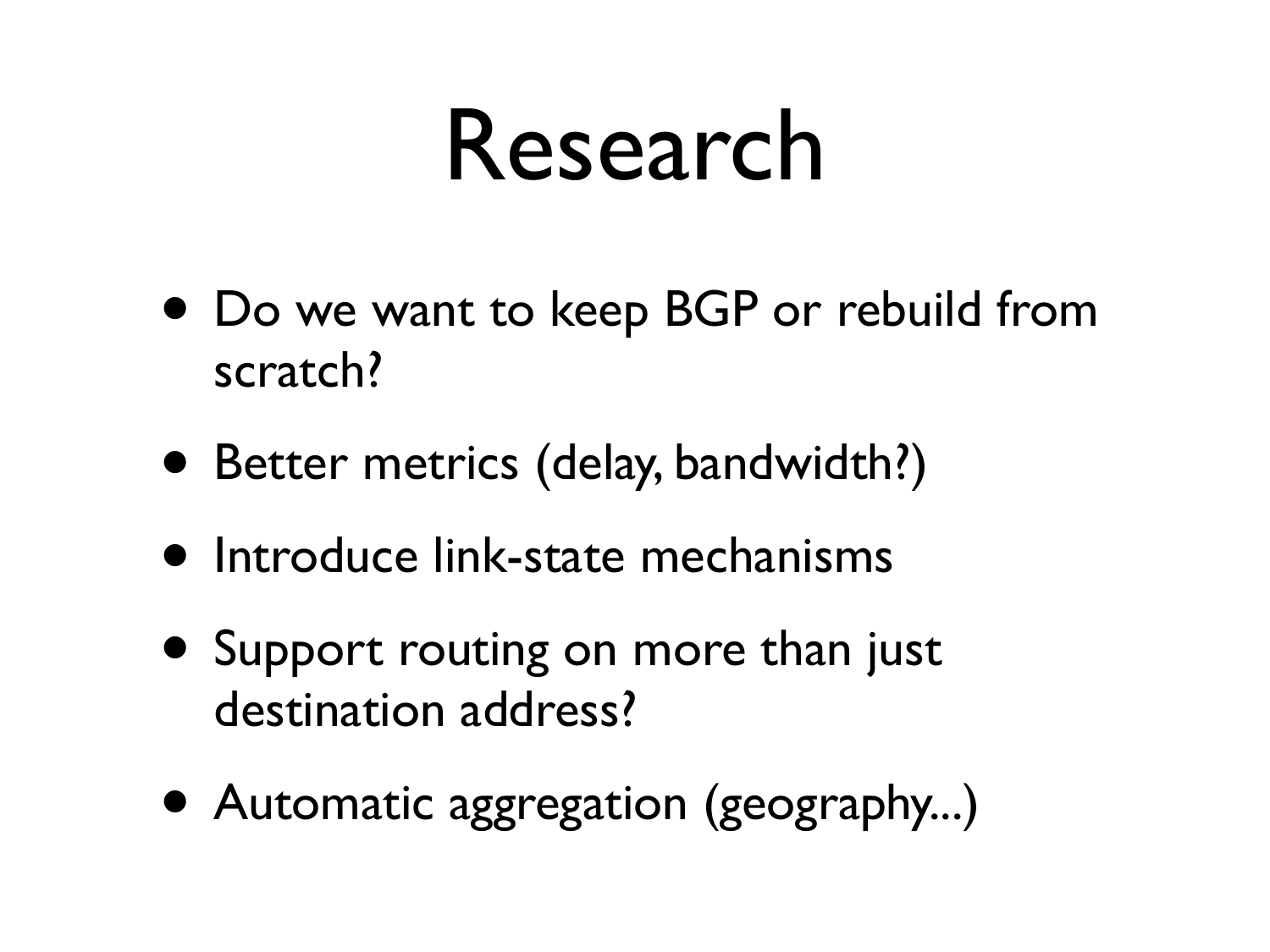# Research

- Do we want to keep BGP or rebuild from scratch?
- Better metrics (delay, bandwidth?)
- Introduce link-state mechanisms
- Support routing on more than just destination address?
- Automatic aggregation (geography...)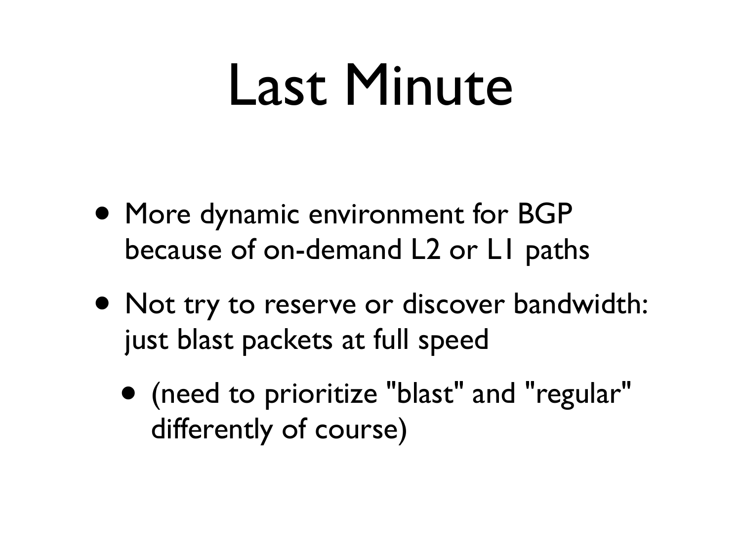# Last Minute

- More dynamic environment for BGP because of on-demand L2 or L1 paths
- Not try to reserve or discover bandwidth: just blast packets at full speed
  - (need to prioritize "blast" and "regular" differently of course)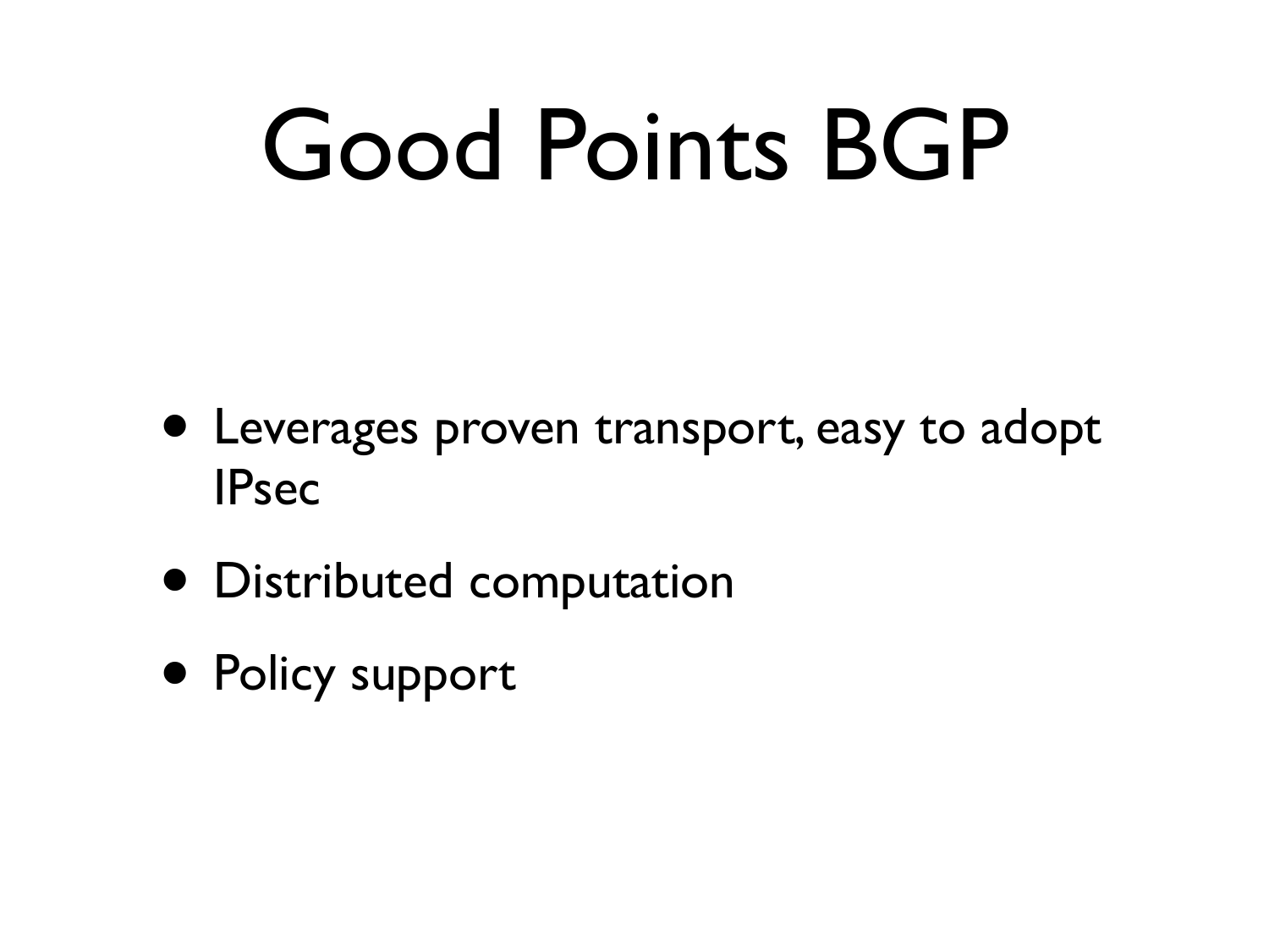# Good Points BGP

- Leverages proven transport, easy to adopt IPsec
- Distributed computation
- Policy support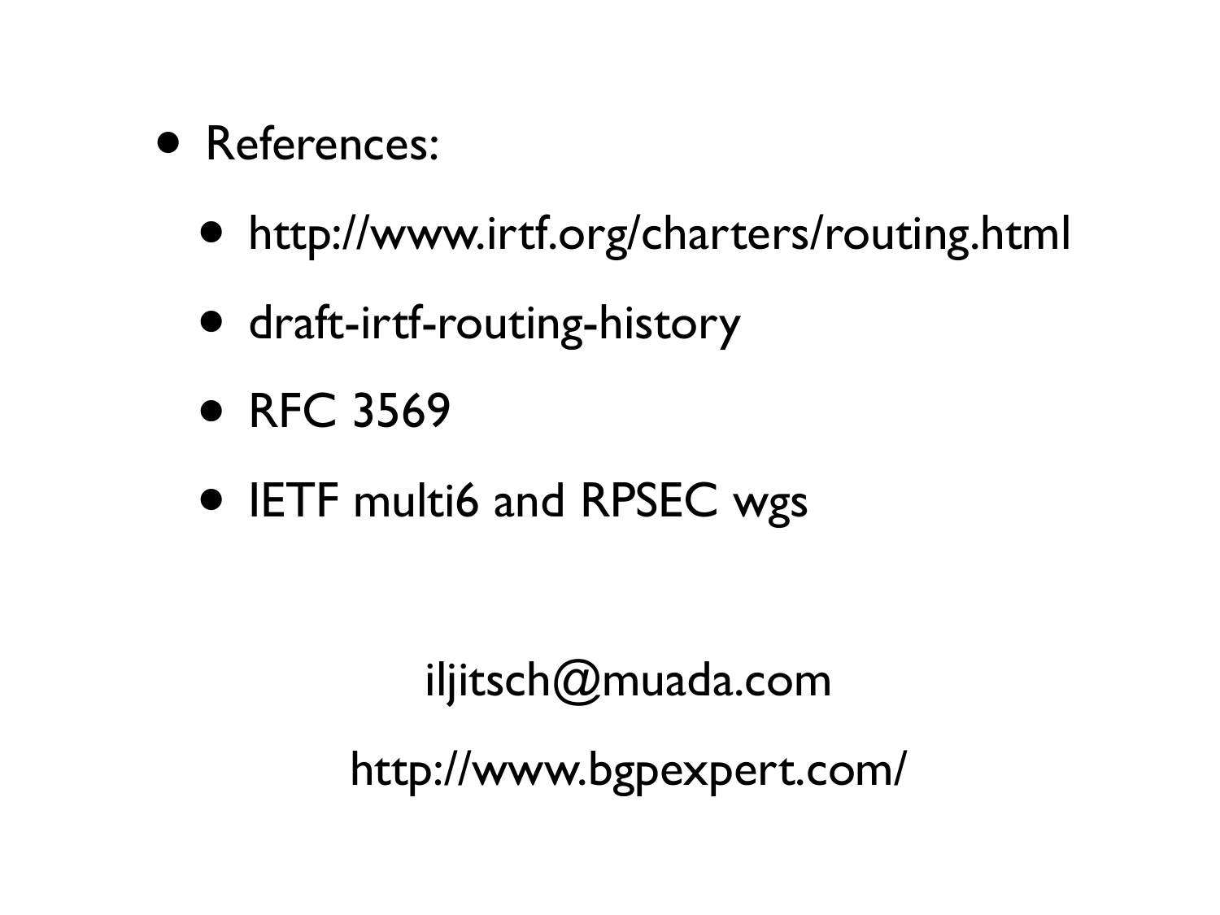- References:
  - http://www.irtf.org/charters/routing.html
  - draft-irtf-routing-history
  - RFC 3569
  - IETF multi6 and RPSEC wgs

iljitsch@muada.com

http://www.bgpexpert.com/